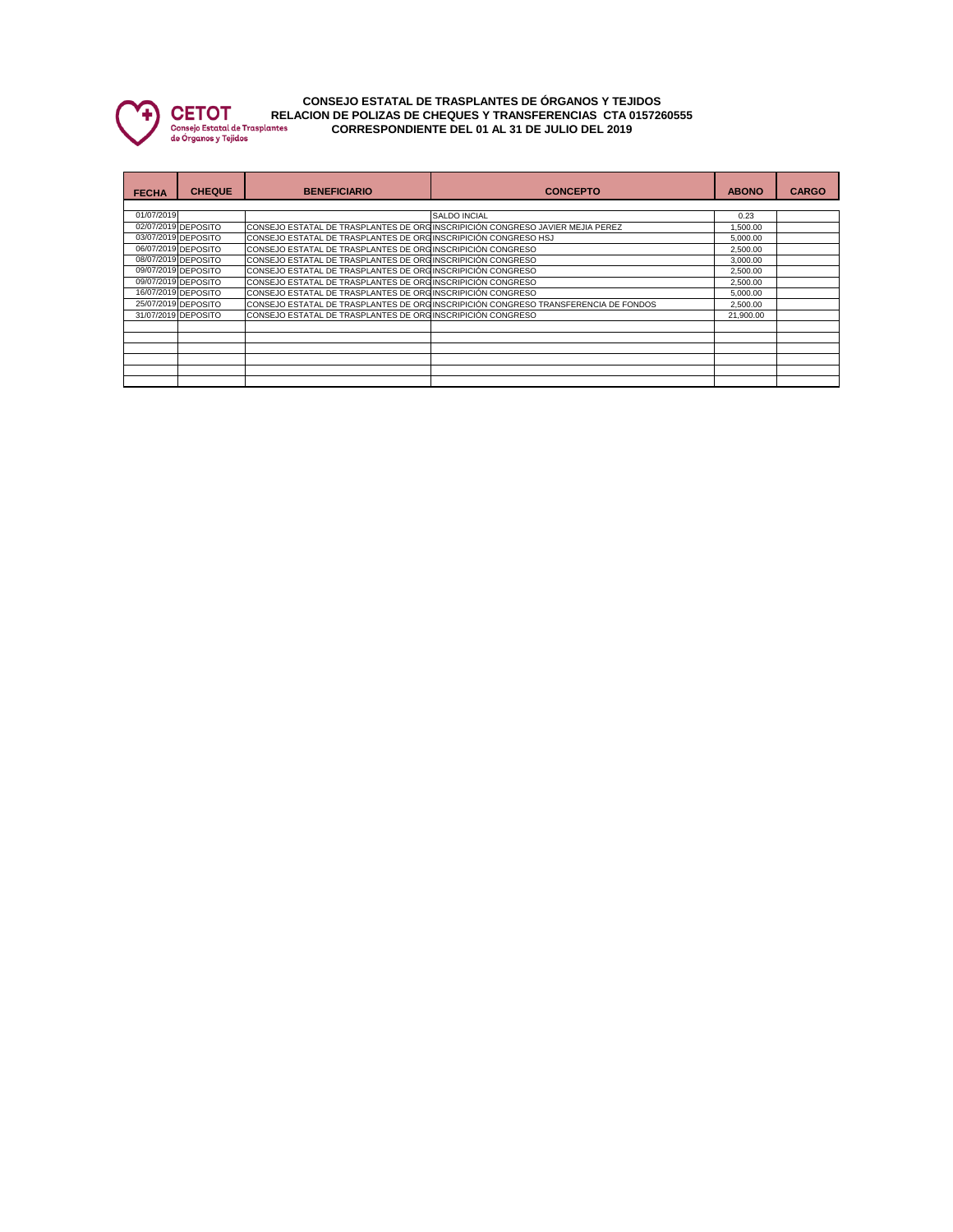CETOT
Consejo Estatal de Trasplantes de Órganos y Tejidos

**CONSEJO ESTATAL DE TRASPLANTES DE ÓRGANOS Y TEJIDOS**
**RELACION DE POLIZAS DE CHEQUES Y TRANSFERENCIAS CTA 0157260555**
**CORRESPONDIENTE DEL 01 AL 31 DE JULIO DEL 2019**

| FECHA | CHEQUE | BENEFICIARIO | CONCEPTO | ABONO | CARGO |
|---|---|---|---|---|---|
| 01/07/2019 | | | SALDO INCIAL | 0.23 | |
| 02/07/2019 | DEPOSITO | CONSEJO ESTATAL DE TRASPLANTES DE ORG | INSCRIPCIÓN CONGRESO JAVIER MEJIA PEREZ | 1,500.00 | |
| 03/07/2019 | DEPOSITO | CONSEJO ESTATAL DE TRASPLANTES DE ORG | INSCRIPCIÓN CONGRESO HSJ | 5,000.00 | |
| 06/07/2019 | DEPOSITO | CONSEJO ESTATAL DE TRASPLANTES DE ORG | INSCRIPCIÓN CONGRESO | 2,500.00 | |
| 08/07/2019 | DEPOSITO | CONSEJO ESTATAL DE TRASPLANTES DE ORG | INSCRIPCIÓN CONGRESO | 3,000.00 | |
| 09/07/2019 | DEPOSITO | CONSEJO ESTATAL DE TRASPLANTES DE ORG | INSCRIPCIÓN CONGRESO | 2,500.00 | |
| 09/07/2019 | DEPOSITO | CONSEJO ESTATAL DE TRASPLANTES DE ORG | INSCRIPCIÓN CONGRESO | 2,500.00 | |
| 16/07/2019 | DEPOSITO | CONSEJO ESTATAL DE TRASPLANTES DE ORG | INSCRIPCIÓN CONGRESO | 5,000.00 | |
| 25/07/2019 | DEPOSITO | CONSEJO ESTATAL DE TRASPLANTES DE ORG | INSCRIPCIÓN CONGRESO TRANSFERENCIA DE FONDOS | 2,500.00 | |
| 31/07/2019 | DEPOSITO | CONSEJO ESTATAL DE TRASPLANTES DE ORG | INSCRIPCIÓN CONGRESO | 21,900.00 | |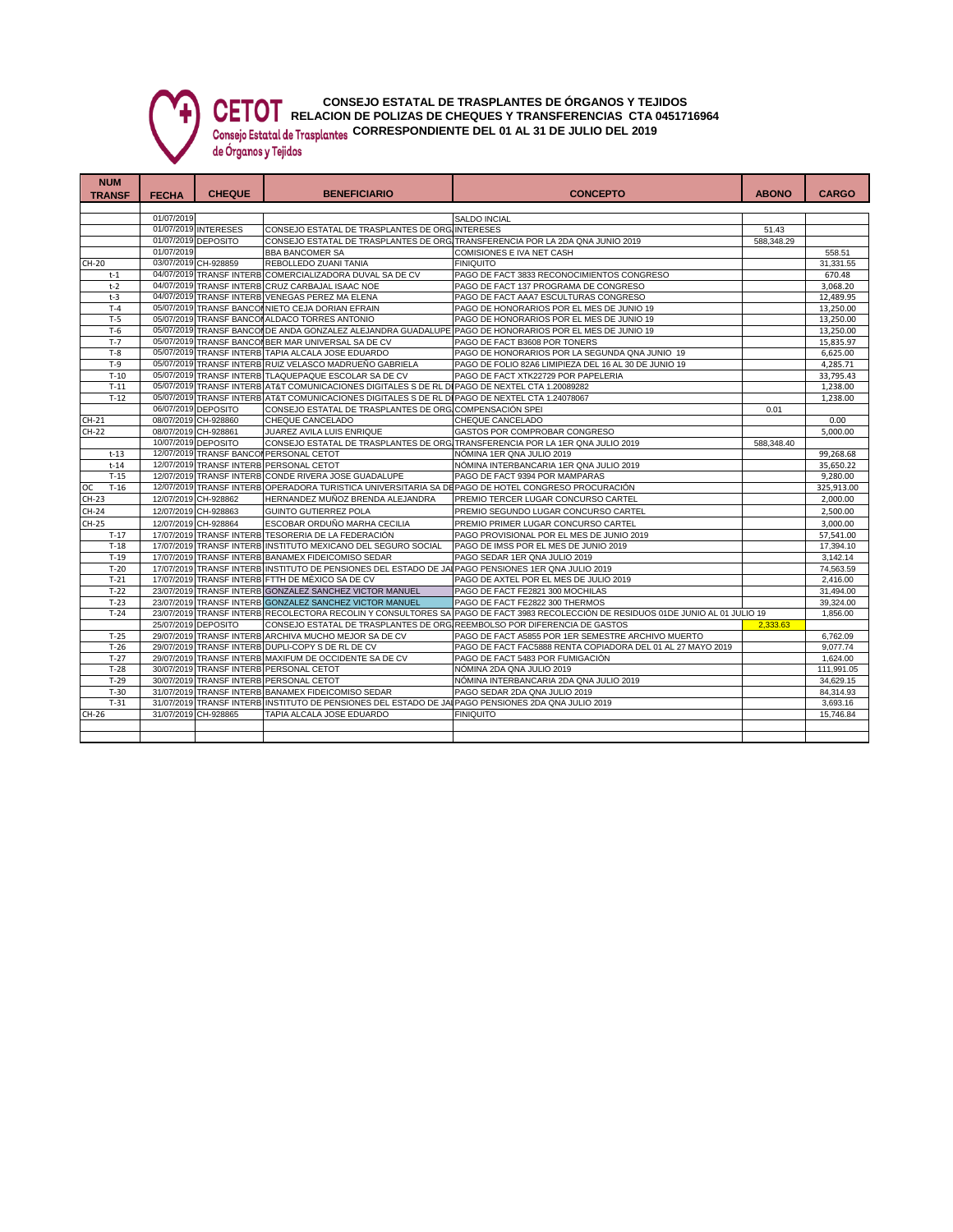# CONSEJO ESTATAL DE TRASPLANTES DE ÓRGANOS Y TEJIDOS

## RELACION DE POLIZAS DE CHEQUES Y TRANSFERENCIAS CTA 0451716964

## CORRESPONDIENTE DEL 01 AL 31 DE JULIO DEL 2019

CETOT Consejo Estatal de Trasplantes de Órganos y Tejidos

| NUM TRANSF | FECHA | CHEQUE | BENEFICIARIO | CONCEPTO | ABONO | CARGO |
|---|---|---|---|---|---|---|
| | 01/07/2019 | | | SALDO INCIAL | | |
| | 01/07/2019 | INTERESES | CONSEJO ESTATAL DE TRASPLANTES DE ORG | INTERESES | 51.43 | |
| | 01/07/2019 | DEPOSITO | CONSEJO ESTATAL DE TRASPLANTES DE ORG | TRANSFERENCIA POR LA 2DA QNA JUNIO 2019 | 588,348.29 | |
| | 01/07/2019 | | BBA BANCOMER SA | COMISIONES E IVA NET CASH | | 558.51 |
| CH-20 | 03/07/2019 | CH-928859 | REBOLLEDO ZUANI TANIA | FINIQUITO | | 31,331.55 |
| t-1 | 04/07/2019 | TRANSF INTERB | COMERCIALIZADORA DUVAL SA DE CV | PAGO DE FACT 3833 RECONOCIMIENTOS CONGRESO | | 670.48 |
| t-2 | 04/07/2019 | TRANSF INTERB | CRUZ CARBAJAL ISAAC NOE | PAGO DE FACT 137 PROGRAMA DE CONGRESO | | 3,068.20 |
| t-3 | 04/07/2019 | TRANSF INTERB | VENEGAS PEREZ MA ELENA | PAGO DE FACT AAA7 ESCULTURAS CONGRESO | | 12,489.95 |
| T-4 | 05/07/2019 | TRANSF BANCO | NIETO CEJA DORIAN EFRAIN | PAGO DE HONORARIOS POR EL MES DE JUNIO 19 | | 13,250.00 |
| T-5 | 05/07/2019 | TRANSF BANCO | ALDACO TORRES ANTONIO | PAGO DE HONORARIOS POR EL MES DE JUNIO 19 | | 13,250.00 |
| T-6 | 05/07/2019 | TRANSF BANCO | DE ANDA GONZALEZ ALEJANDRA GUADALUPE | PAGO DE HONORARIOS POR EL MES DE JUNIO 19 | | 13,250.00 |
| T-7 | 05/07/2019 | TRANSF BANCO | BER MAR UNIVERSAL SA DE CV | PAGO DE FACT B3608 POR TONERS | | 15,835.97 |
| T-8 | 05/07/2019 | TRANSF INTERB | TAPIA ALCALA JOSE EDUARDO | PAGO DE HONORARIOS POR LA SEGUNDA QNA JUNIO 19 | | 6,625.00 |
| T-9 | 05/07/2019 | TRANSF INTERB | RUIZ VELASCO MADRUEÑO GABRIELA | PAGO DE FOLIO 82A6 LIMIPIEZA DEL 16 AL 30 DE JUNIO 19 | | 4,285.71 |
| T-10 | 05/07/2019 | TRANSF INTERB | TLAQUEPAQUE ESCOLAR SA DE CV | PAGO DE FACT XTK22729 POR PAPELERIA | | 33,795.43 |
| T-11 | 05/07/2019 | TRANSF INTERB | AT&T COMUNICACIONES DIGITALES S DE RL DI | PAGO DE NEXTEL CTA 1.20089282 | | 1,238.00 |
| T-12 | 05/07/2019 | TRANSF INTERB | AT&T COMUNICACIONES DIGITALES S DE RL DI | PAGO DE NEXTEL CTA 1.24078067 | | 1,238.00 |
| | 06/07/2019 | DEPOSITO | CONSEJO ESTATAL DE TRASPLANTES DE ORG | COMPENSACIÓN SPEI | 0.01 | |
| CH-21 | 08/07/2019 | CH-928860 | CHEQUE CANCELADO | CHEQUE CANCELADO | | 0.00 |
| CH-22 | 08/07/2019 | CH-928861 | JUAREZ AVILA LUIS ENRIQUE | GASTOS POR COMPROBAR CONGRESO | | 5,000.00 |
| | 10/07/2019 | DEPOSITO | CONSEJO ESTATAL DE TRASPLANTES DE ORG | TRANSFERENCIA POR LA 1ER QNA JULIO 2019 | 588,348.40 | |
| t-13 | 12/07/2019 | TRANSF BANCO | PERSONAL CETOT | NÓMINA 1ER QNA JULIO 2019 | | 99,268.68 |
| t-14 | 12/07/2019 | TRANSF INTERB | PERSONAL CETOT | NÓMINA INTERBANCARIA 1ER QNA JULIO 2019 | | 35,650.22 |
| T-15 | 12/07/2019 | TRANSF INTERB | CONDE RIVERA JOSE GUADALUPE | PAGO DE FACT 9394 POR MAMPARAS | | 9,280.00 |
| OC T-16 | 12/07/2019 | TRANSF INTERB | OPERADORA TURISTICA UNIVERSITARIA SA DE | PAGO DE HOTEL CONGRESO PROCURACIÓN | | 325,913.00 |
| CH-23 | 12/07/2019 | CH-928862 | HERNANDEZ MUÑOZ BRENDA ALEJANDRA | PREMIO TERCER LUGAR CONCURSO CARTEL | | 2,000.00 |
| CH-24 | 12/07/2019 | CH-928863 | GUINTO GUTIERREZ POLA | PREMIO SEGUNDO LUGAR CONCURSO CARTEL | | 2,500.00 |
| CH-25 | 12/07/2019 | CH-928864 | ESCOBAR ORDUÑO MARHA CECILIA | PREMIO PRIMER LUGAR CONCURSO CARTEL | | 3,000.00 |
| T-17 | 17/07/2019 | TRANSF INTERB | TESORERIA DE LA FEDERACIÓN | PAGO PROVISIONAL POR EL MES DE JUNIO 2019 | | 57,541.00 |
| T-18 | 17/07/2019 | TRANSF INTERB | INSTITUTO MEXICANO DEL SEGURO SOCIAL | PAGO DE IMSS POR EL MES DE JUNIO 2019 | | 17,394.10 |
| T-19 | 17/07/2019 | TRANSF INTERB | BANAMEX FIDEICOMISO SEDAR | PAGO SEDAR 1ER QNA JULIO 2019 | | 3,142.14 |
| T-20 | 17/07/2019 | TRANSF INTERB | INSTITUTO DE PENSIONES DEL ESTADO DE JAL | PAGO PENSIONES 1ER QNA JULIO 2019 | | 74,563.59 |
| T-21 | 17/07/2019 | TRANSF INTERB | FTTH DE MÉXICO SA DE CV | PAGO DE AXTEL POR EL MES DE JULIO 2019 | | 2,416.00 |
| T-22 | 23/07/2019 | TRANSF INTERB | GONZALEZ SANCHEZ VICTOR MANUEL | PAGO DE FACT FE2821 300 MOCHILAS | | 31,494.00 |
| T-23 | 23/07/2019 | TRANSF INTERB | GONZALEZ SANCHEZ VICTOR MANUEL | PAGO DE FACT FE2822 300 THERMOS | | 39,324.00 |
| T-24 | 23/07/2019 | TRANSF INTERB | RECOLECTORA RECOLIN Y CONSULTORES SA | PAGO DE FACT 3983 RECOLECCIÓN DE RESIDUOS 01DE JUNIO AL 01 JULIO 19 | | 1,856.00 |
| | 25/07/2019 | DEPOSITO | CONSEJO ESTATAL DE TRASPLANTES DE ORG | REEMBOLSO POR DIFERENCIA DE GASTOS | 2,333.63 | |
| T-25 | 29/07/2019 | TRANSF INTERB | ARCHIVA MUCHO MEJOR SA DE CV | PAGO DE FACT A5855 POR 1ER SEMESTRE ARCHIVO MUERTO | | 6,762.09 |
| T-26 | 29/07/2019 | TRANSF INTERB | DUPLI-COPY S DE RL DE CV | PAGO DE FACT FAC5888 RENTA COPIADORA DEL 01 AL 27 MAYO 2019 | | 9,077.74 |
| T-27 | 29/07/2019 | TRANSF INTERB | MAXIFUM DE OCCIDENTE SA DE CV | PAGO DE FACT 5483 POR FUMIGACIÓN | | 1,624.00 |
| T-28 | 30/07/2019 | TRANSF INTERB | PERSONAL CETOT | NÓMINA 2DA QNA JULIO 2019 | | 111,991.05 |
| T-29 | 30/07/2019 | TRANSF INTERB | PERSONAL CETOT | NÓMINA INTERBANCARIA 2DA QNA JULIO 2019 | | 34,629.15 |
| T-30 | 31/07/2019 | TRANSF INTERB | BANAMEX FIDEICOMISO SEDAR | PAGO SEDAR 2DA QNA JULIO 2019 | | 84,314.93 |
| T-31 | 31/07/2019 | TRANSF INTERB | INSTITUTO DE PENSIONES DEL ESTADO DE JAL | PAGO PENSIONES 2DA QNA JULIO 2019 | | 3,693.16 |
| CH-26 | 31/07/2019 | CH-928865 | TAPIA ALCALA JOSE EDUARDO | FINIQUITO | | 15,746.84 |